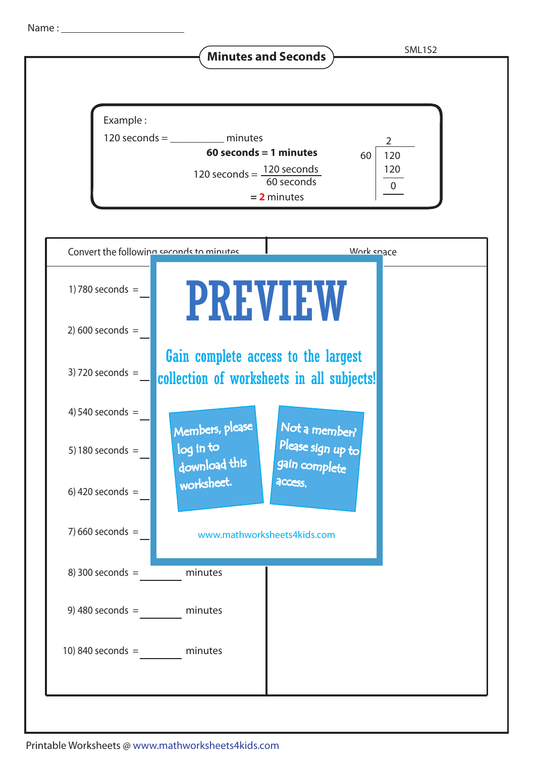Name : ________________

## Minutes and Seconds

SML1S2

Example :

120 seconds = __________ minutes

**60 seconds = 1 minutes**

$$120 \text{ seconds} = \frac{120 \text{ seconds}}{60 \text{ seconds}}$$

= **2** minutes

$$\begin{array}{r|l} & 2 \\ 60 & 120 \\ & 120 \\ & 0 \end{array}$$

| Convert the following seconds to minutes | Work space |
|---|---|
| 1) 780 seconds = ________ minutes | |
| 2) 600 seconds = ________ minutes | |
| 3) 720 seconds = ________ minutes | |
| 4) 540 seconds = ________ minutes | |
| 5) 180 seconds = ________ minutes | |
| 6) 420 seconds = ________ minutes | |
| 7) 660 seconds = ________ minutes | |
| 8) 300 seconds = ________ minutes | |
| 9) 480 seconds = ________ minutes | |
| 10) 840 seconds = ________ minutes | |

PREVIEW

Gain complete access to the largest collection of worksheets in all subjects!

Members, please log in to download this worksheet.

Not a member? Please sign up to gain complete access.

www.mathworksheets4kids.com

Printable Worksheets @ www.mathworksheets4kids.com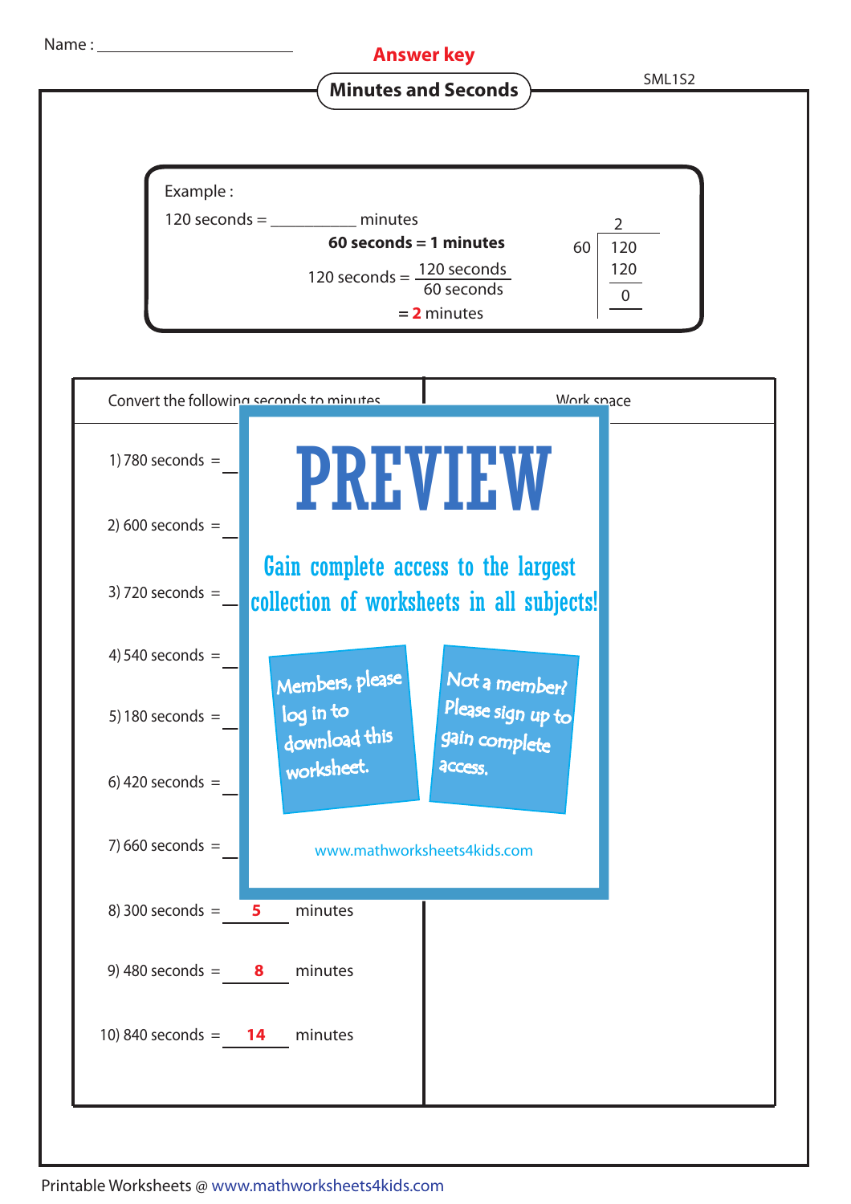Name : ____________________

**Answer key**

# Minutes and Seconds

SML1S2

Example :

120 seconds = __________ minutes

**60 seconds = 1 minutes**

120 seconds = $\frac{120 \text{ seconds}}{60 \text{ seconds}}$

= **2** minutes

```
       2
60 | 120
   | 120
   |   0
```

| Convert the following seconds to minutes | Work space |
|---|---|
| 1) 780 seconds = | |
| 2) 600 seconds = | |
| 3) 720 seconds = | |
| 4) 540 seconds = | |
| 5) 180 seconds = | |
| 6) 420 seconds = | |
| 7) 660 seconds = | |
| 8) 300 seconds = **5** minutes | |
| 9) 480 seconds = **8** minutes | |
| 10) 840 seconds = **14** minutes | |

PREVIEW

Gain complete access to the largest collection of worksheets in all subjects!

Members, please log in to download this worksheet.

Not a member? Please sign up to gain complete access.

www.mathworksheets4kids.com

Printable Worksheets @ www.mathworksheets4kids.com